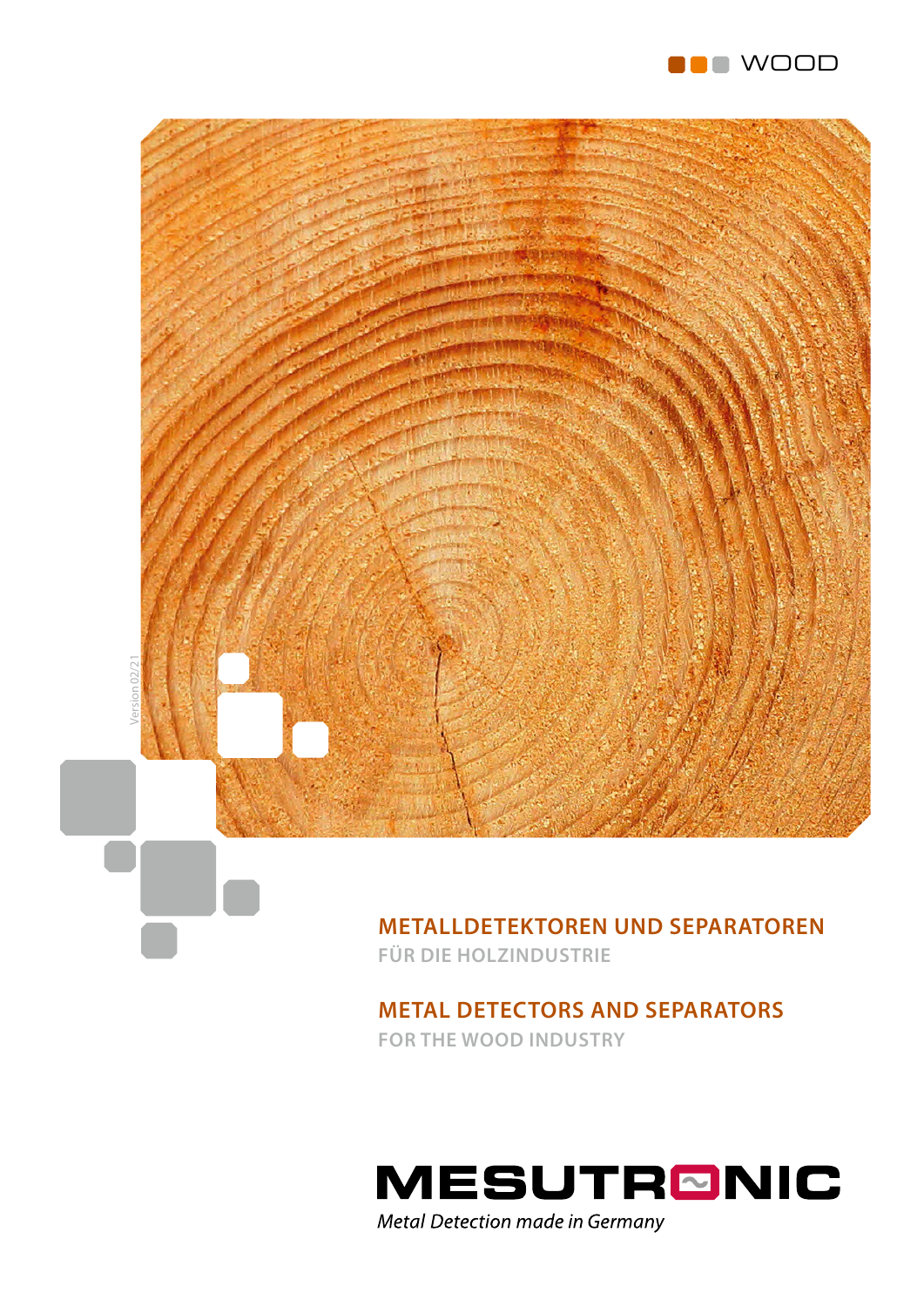WOOD

Version 02/21

# METALLDETEKTOREN UND SEPARATOREN

FÜR DIE HOLZINDUSTRIE

# METAL DETECTORS AND SEPARATORS

FOR THE WOOD INDUSTRY

MESUTRONIC

*Metal Detection made in Germany*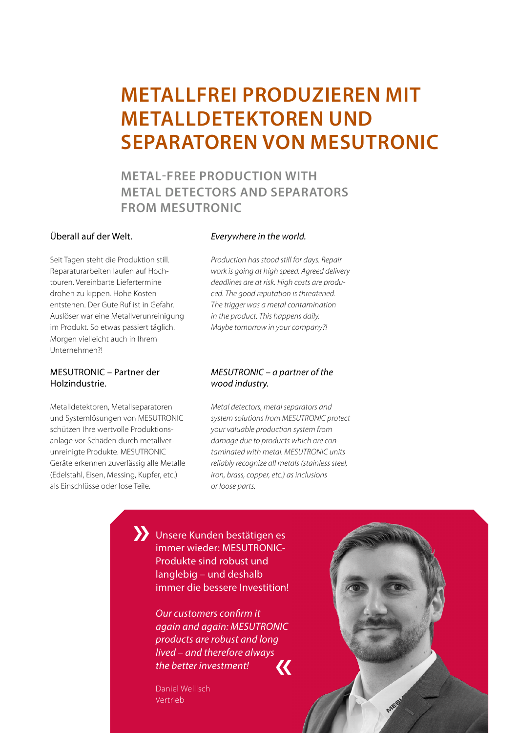# METALLFREI PRODUZIEREN MIT METALLDETEKTOREN UND SEPARATOREN VON MESUTRONIC

## METAL-FREE PRODUCTION WITH METAL DETECTORS AND SEPARATORS FROM MESUTRONIC

### Überall auf der Welt.

Seit Tagen steht die Produktion still. Reparaturarbeiten laufen auf Hochtouren. Vereinbarte Liefertermine drohen zu kippen. Hohe Kosten entstehen. Der Gute Ruf ist in Gefahr. Auslöser war eine Metallverunreinigung im Produkt. So etwas passiert täglich. Morgen vielleicht auch in Ihrem Unternehmen?!

### *Everywhere in the world.*

*Production has stood still for days. Repair work is going at high speed. Agreed delivery deadlines are at risk. High costs are produced. The good reputation is threatened. The trigger was a metal contamination in the product. This happens daily. Maybe tomorrow in your company?!*

### MESUTRONIC – Partner der Holzindustrie.

Metalldetektoren, Metallseparatoren und Systemlösungen von MESUTRONIC schützen Ihre wertvolle Produktionsanlage vor Schäden durch metallverunreinigte Produkte. MESUTRONIC Geräte erkennen zuverlässig alle Metalle (Edelstahl, Eisen, Messing, Kupfer, etc.) als Einschlüsse oder lose Teile.

### *MESUTRONIC – a partner of the wood industry.*

*Metal detectors, metal separators and system solutions from MESUTRONIC protect your valuable production system from damage due to products which are contaminated with metal. MESUTRONIC units reliably recognize all metals (stainless steel, iron, brass, copper, etc.) as inclusions or loose parts.*

» Unsere Kunden bestätigen es immer wieder: MESUTRONIC-Produkte sind robust und langlebig – und deshalb immer die bessere Investition!

*Our customers confirm it again and again: MESUTRONIC products are robust and long lived – and therefore always the better investment!* «

Daniel Wellisch
Vertrieb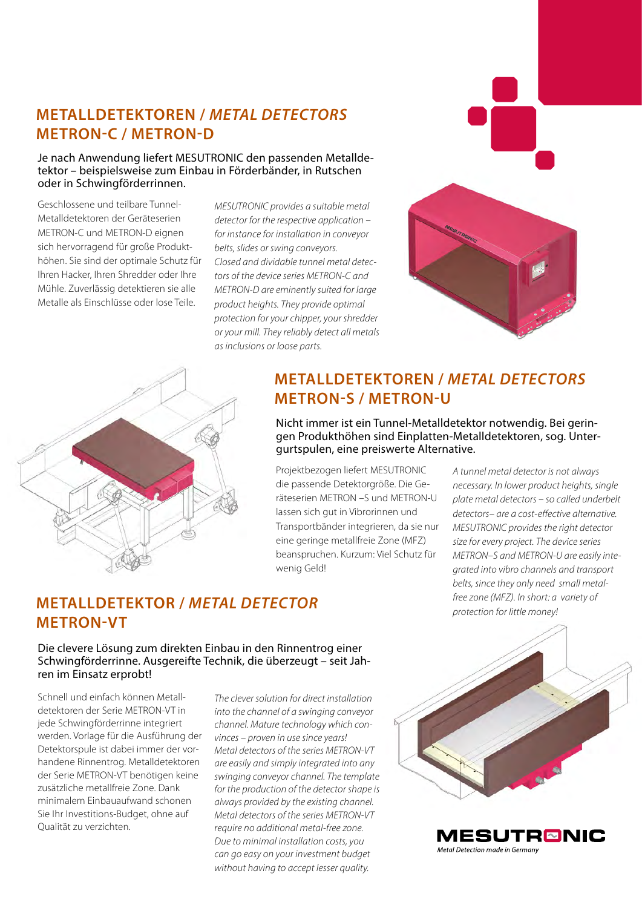## METALLDETEKTOREN / *METAL DETECTORS*
## METRON-C / METRON-D

Je nach Anwendung liefert MESUTRONIC den passenden Metalldetektor – beispielsweise zum Einbau in Förderbänder, in Rutschen oder in Schwingförderrinnen.

Geschlossene und teilbare Tunnel-Metalldetektoren der Geräteserien METRON-C und METRON-D eignen sich hervorragend für große Produkthöhen. Sie sind der optimale Schutz für Ihren Hacker, Ihren Shredder oder Ihre Mühle. Zuverlässig detektieren sie alle Metalle als Einschlüsse oder lose Teile.

*MESUTRONIC provides a suitable metal detector for the respective application – for instance for installation in conveyor belts, slides or swing conveyors. Closed and dividable tunnel metal detectors of the device series METRON-C and METRON-D are eminently suited for large product heights. They provide optimal protection for your chipper, your shredder or your mill. They reliably detect all metals as inclusions or loose parts.*

## METALLDETEKTOREN / *METAL DETECTORS*
## METRON-S / METRON-U

Nicht immer ist ein Tunnel-Metalldetektor notwendig. Bei geringen Produkthöhen sind Einplatten-Metalldetektoren, sog. Untergurtspulen, eine preiswerte Alternative.

Projektbezogen liefert MESUTRONIC die passende Detektorgröße. Die Geräteserien METRON –S und METRON-U lassen sich gut in Vibrorinnen und Transportbänder integrieren, da sie nur eine geringe metallfreie Zone (MFZ) beanspruchen. Kurzum: Viel Schutz für wenig Geld!

*A tunnel metal detector is not always necessary. In lower product heights, single plate metal detectors – so called underbelt detectors– are a cost-effective alternative. MESUTRONIC provides the right detector size for every project. The device series METRON–S and METRON-U are easily integrated into vibro channels and transport belts, since they only need small metal-free zone (MFZ). In short: a variety of protection for little money!*

## METALLDETEKTOR / *METAL DETECTOR*
## METRON-VT

Die clevere Lösung zum direkten Einbau in den Rinnentrog einer Schwingförderrinne. Ausgereifte Technik, die überzeugt – seit Jahren im Einsatz erprobt!

Schnell und einfach können Metalldetektoren der Serie METRON-VT in jede Schwingförderrinne integriert werden. Vorlage für die Ausführung der Detektorspule ist dabei immer der vorhandene Rinnentrog. Metalldetektoren der Serie METRON-VT benötigen keine zusätzliche metallfreie Zone. Dank minimalem Einbauaufwand schonen Sie Ihr Investitions-Budget, ohne auf Qualität zu verzichten.

*The clever solution for direct installation into the channel of a swinging conveyor channel. Mature technology which convinces – proven in use since years! Metal detectors of the series METRON-VT are easily and simply integrated into any swinging conveyor channel. The template for the production of the detector shape is always provided by the existing channel. Metal detectors of the series METRON-VT require no additional metal-free zone. Due to minimal installation costs, you can go easy on your investment budget without having to accept lesser quality.*

MESUTRONIC
*Metal Detection made in Germany*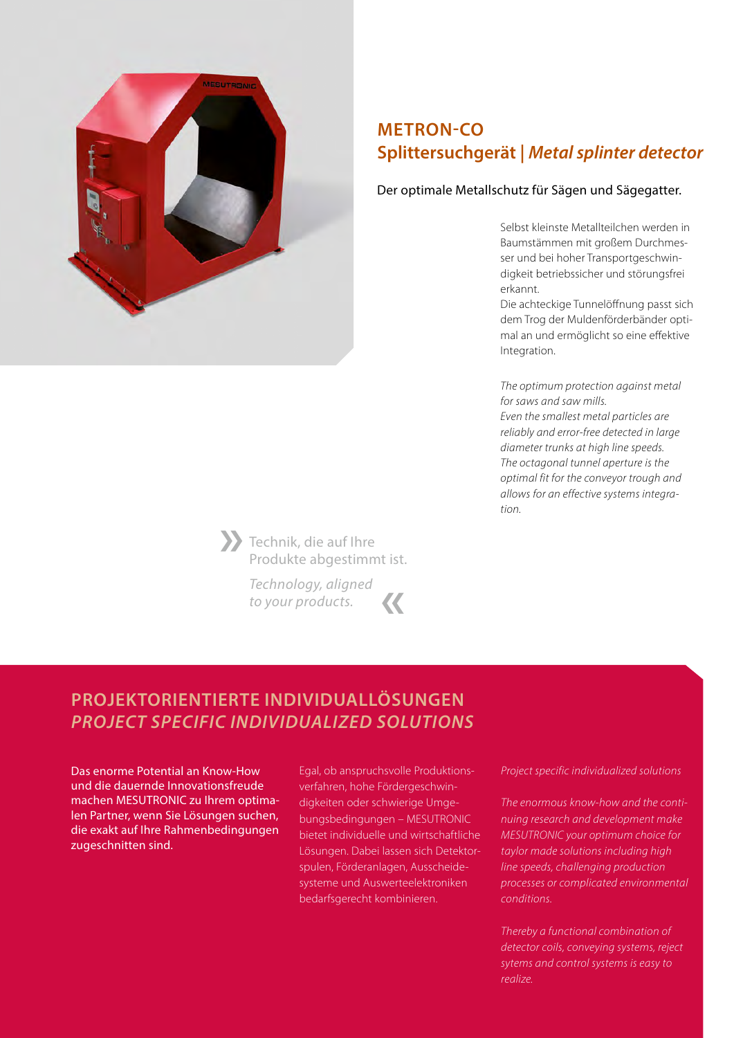## METRON-CO

## Splittersuchgerät | *Metal splinter detector*

Der optimale Metallschutz für Sägen und Sägegatter.

Selbst kleinste Metallteilchen werden in Baumstämmen mit großem Durchmesser und bei hoher Transportgeschwindigkeit betriebssicher und störungsfrei erkannt.
Die achteckige Tunnelöffnung passt sich dem Trog der Muldenförderbänder optimal an und ermöglicht so eine effektive Integration.

*The optimum protection against metal for saws and saw mills.*
*Even the smallest metal particles are reliably and error-free detected in large diameter trunks at high line speeds.*
*The octagonal tunnel aperture is the optimal fit for the conveyor trough and allows for an effective systems integration.*

» Technik, die auf Ihre Produkte abgestimmt ist.

*Technology, aligned to your products.* «

## PROJEKTORIENTIERTE INDIVIDUALLÖSUNGEN
## *PROJECT SPECIFIC INDIVIDUALIZED SOLUTIONS*

**Das enorme Potential an Know-How und die dauernde Innovationsfreude machen MESUTRONIC zu Ihrem optimalen Partner, wenn Sie Lösungen suchen, die exakt auf Ihre Rahmenbedingungen zugeschnitten sind.**

Egal, ob anspruchsvolle Produktionsverfahren, hohe Fördergeschwindigkeiten oder schwierige Umgebungsbedingungen – MESUTRONIC bietet individuelle und wirtschaftliche Lösungen. Dabei lassen sich Detektorspulen, Förderanlagen, Ausscheidesysteme und Auswerteelektroniken bedarfsgerecht kombinieren.

*Project specific individualized solutions*

*The enormous know-how and the continuing research and development make MESUTRONIC your optimum choice for taylor made solutions including high line speeds, challenging production processes or complicated environmental conditions.*

*Thereby a functional combination of detector coils, conveying systems, reject sytems and control systems is easy to realize.*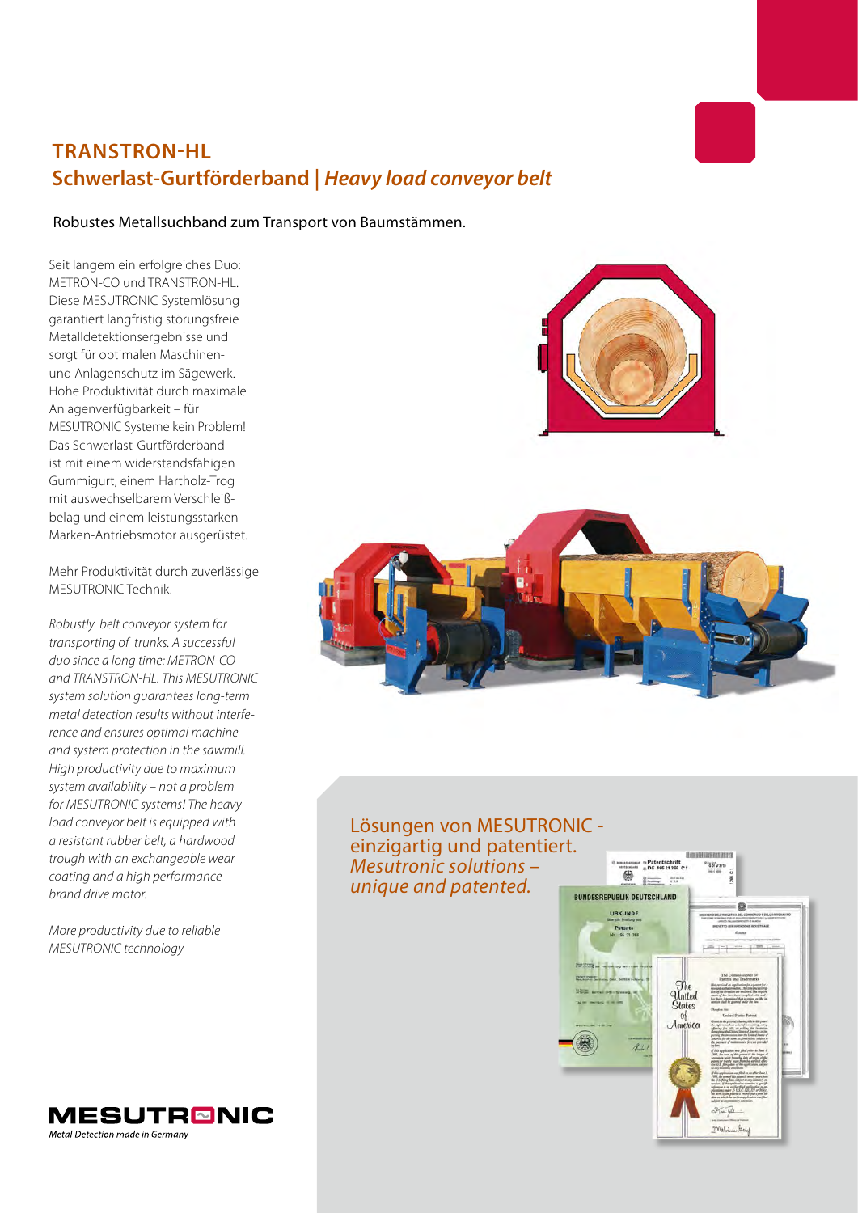## TRANSTRON-HL
## Schwerlast-Gurtförderband | *Heavy load conveyor belt*

Robustes Metallsuchband zum Transport von Baumstämmen.

Seit langem ein erfolgreiches Duo: METRON-CO und TRANSTRON-HL. Diese MESUTRONIC Systemlösung garantiert langfristig störungsfreie Metalldetektionsergebnisse und sorgt für optimalen Maschinen- und Anlagenschutz im Sägewerk. Hohe Produktivität durch maximale Anlagenverfügbarkeit – für MESUTRONIC Systeme kein Problem! Das Schwerlast-Gurtförderband ist mit einem widerstandsfähigen Gummigurt, einem Hartholz-Trog mit auswechselbarem Verschleißbelag und einem leistungsstarken Marken-Antriebsmotor ausgerüstet.

Mehr Produktivität durch zuverlässige MESUTRONIC Technik.

*Robustly belt conveyor system for transporting of trunks. A successful duo since a long time: METRON-CO and TRANSTRON-HL. This MESUTRONIC system solution guarantees long-term metal detection results without interference and ensures optimal machine and system protection in the sawmill. High productivity due to maximum system availability – not a problem for MESUTRONIC systems! The heavy load conveyor belt is equipped with a resistant rubber belt, a hardwood trough with an exchangeable wear coating and a high performance brand drive motor.*

*More productivity due to reliable MESUTRONIC technology*

Lösungen von MESUTRONIC - einzigartig und patentiert.
*Mesutronic solutions – unique and patented.*

MESUTRONIC
*Metal Detection made in Germany*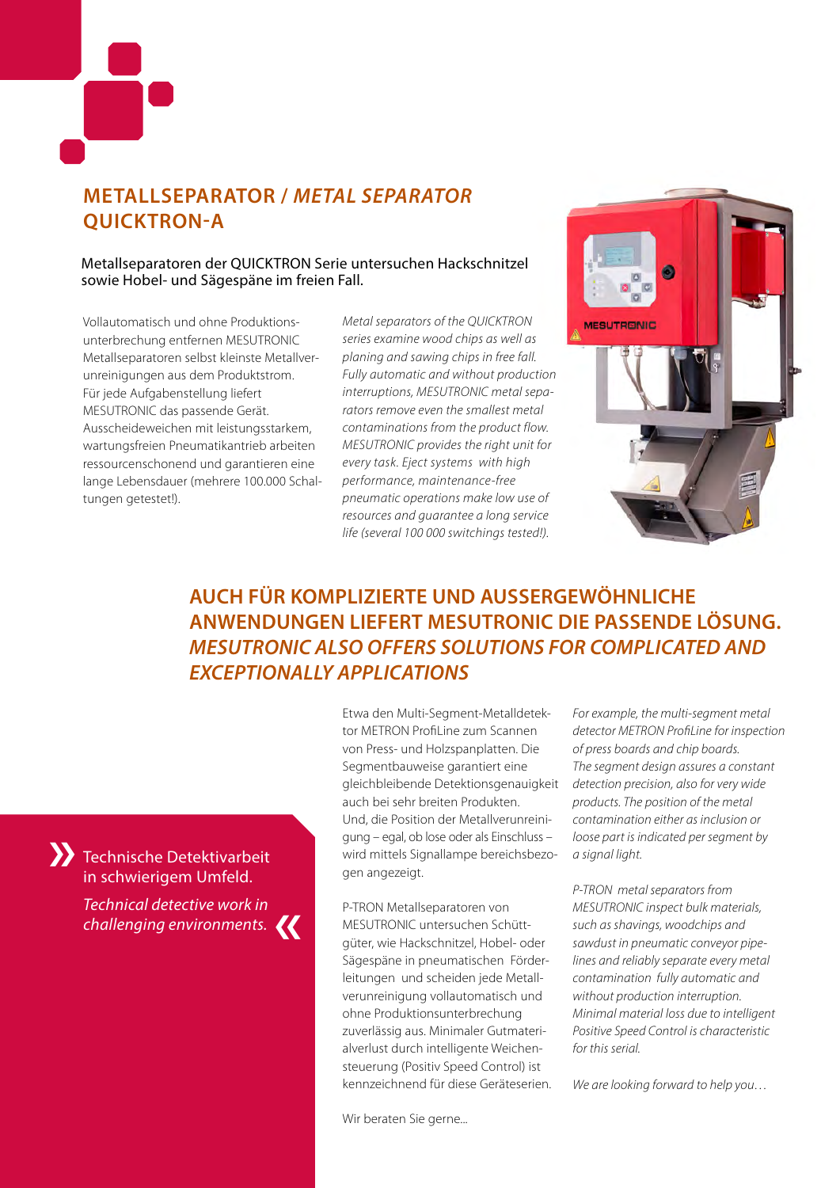## METALLSEPARATOR / *METAL SEPARATOR* QUICKTRON-A

Metallseparatoren der QUICKTRON Serie untersuchen Hackschnitzel sowie Hobel- und Sägespäne im freien Fall.

Vollautomatisch und ohne Produktionsunterbrechung entfernen MESUTRONIC Metallseparatoren selbst kleinste Metallverunreinigungen aus dem Produktstrom. Für jede Aufgabenstellung liefert MESUTRONIC das passende Gerät. Ausscheideweichen mit leistungsstarkem, wartungsfreien Pneumatikantrieb arbeiten ressourcenschonend und garantieren eine lange Lebensdauer (mehrere 100.000 Schaltungen getestet!).

*Metal separators of the QUICKTRON series examine wood chips as well as planing and sawing chips in free fall. Fully automatic and without production interruptions, MESUTRONIC metal separators remove even the smallest metal contaminations from the product flow. MESUTRONIC provides the right unit for every task. Eject systems with high performance, maintenance-free pneumatic operations make low use of resources and guarantee a long service life (several 100 000 switchings tested!).*

## AUCH FÜR KOMPLIZIERTE UND AUSSERGEWÖHNLICHE ANWENDUNGEN LIEFERT MESUTRONIC DIE PASSENDE LÖSUNG. *MESUTRONIC ALSO OFFERS SOLUTIONS FOR COMPLICATED AND EXCEPTIONALLY APPLICATIONS*

» Technische Detektivarbeit in schwierigem Umfeld.

*Technical detective work in challenging environments.* «

Etwa den Multi-Segment-Metalldetektor METRON ProfiLine zum Scannen von Press- und Holzspanplatten. Die Segmentbauweise garantiert eine gleichbleibende Detektionsgenauigkeit auch bei sehr breiten Produkten. Und, die Position der Metallverunreinigung – egal, ob lose oder als Einschluss – wird mittels Signallampe bereichsbezogen angezeigt.

P-TRON Metallseparatoren von MESUTRONIC untersuchen Schüttgüter, wie Hackschnitzel, Hobel- oder Sägespäne in pneumatischen Förderleitungen und scheiden jede Metallverunreinigung vollautomatisch und ohne Produktionsunterbrechung zuverlässig aus. Minimaler Gutmaterialverlust durch intelligente Weichensteuerung (Positiv Speed Control) ist kennzeichnend für diese Geräteserien.

Wir beraten Sie gerne...

*For example, the multi-segment metal detector METRON ProfiLine for inspection of press boards and chip boards. The segment design assures a constant detection precision, also for very wide products. The position of the metal contamination either as inclusion or loose part is indicated per segment by a signal light.*

*P-TRON metal separators from MESUTRONIC inspect bulk materials, such as shavings, woodchips and sawdust in pneumatic conveyor pipelines and reliably separate every metal contamination fully automatic and without production interruption. Minimal material loss due to intelligent Positive Speed Control is characteristic for this serial.*

*We are looking forward to help you…*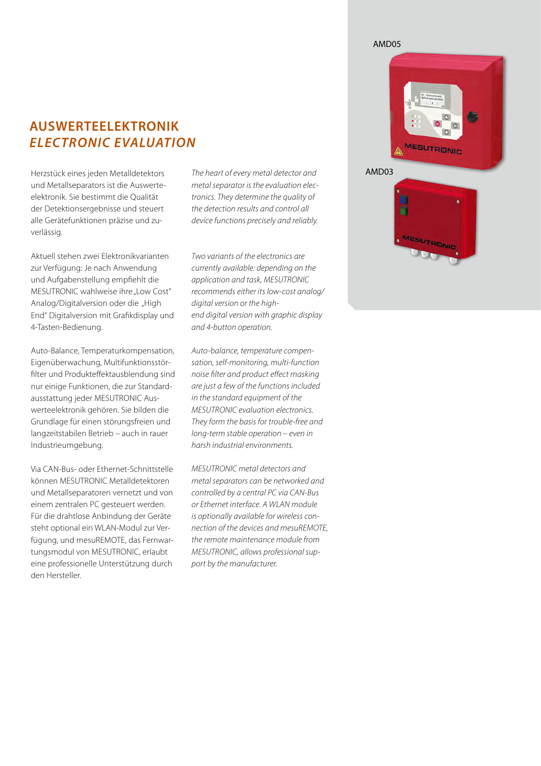## AUSWERTEELEKTRONIK
## *ELECTRONIC EVALUATION*

Herzstück eines jeden Metalldetektors und Metallseparators ist die Auswerteelektronik. Sie bestimmt die Qualität der Detektionsergebnisse und steuert alle Gerätefunktionen präzise und zuverlässig.

*The heart of every metal detector and metal separator is the evaluation electronics. They determine the quality of the detection results and control all device functions precisely and reliably.*

Aktuell stehen zwei Elektronikvarianten zur Verfügung: Je nach Anwendung und Aufgabenstellung empfiehlt die MESUTRONIC wahlweise ihre „Low Cost" Analog/Digitalversion oder die „High End" Digitalversion mit Grafikdisplay und 4-Tasten-Bedienung.

*Two variants of the electronics are currently available: depending on the application and task, MESUTRONIC recommends either its low-cost analog/digital version or the high-end digital version with graphic display and 4-button operation.*

Auto-Balance, Temperaturkompensation, Eigenüberwachung, Multifunktionsstörfilter und Produkteffektausblendung sind nur einige Funktionen, die zur Standardausstattung jeder MESUTRONIC Auswerteelektronik gehören. Sie bilden die Grundlage für einen störungsfreien und langzeitstabilen Betrieb – auch in rauer Industrieumgebung.

*Auto-balance, temperature compensation, self-monitoring, multi-function noise filter and product effect masking are just a few of the functions included in the standard equipment of the MESUTRONIC evaluation electronics. They form the basis for trouble-free and long-term stable operation – even in harsh industrial environments.*

Via CAN-Bus- oder Ethernet-Schnittstelle können MESUTRONIC Metalldetektoren und Metallseparatoren vernetzt und von einem zentralen PC gesteuert werden. Für die drahtlose Anbindung der Geräte steht optional ein WLAN-Modul zur Verfügung, und mesuREMOTE, das Fernwartungsmodul von MESUTRONIC, erlaubt eine professionelle Unterstützung durch den Hersteller.

*MESUTRONIC metal detectors and metal separators can be networked and controlled by a central PC via CAN-Bus or Ethernet interface. A WLAN module is optionally available for wireless connection of the devices and mesuREMOTE, the remote maintenance module from MESUTRONIC, allows professional support by the manufacturer.*

AMD05

AMD03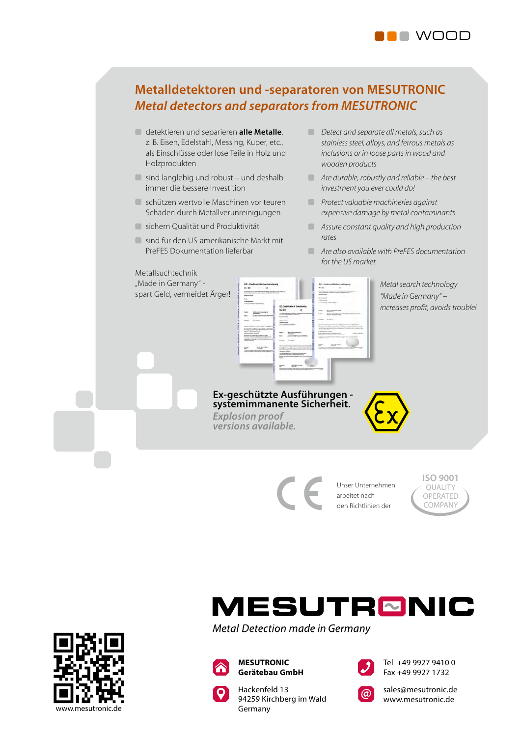WOOD

## Metalldetektoren und -separatoren von MESUTRONIC
## *Metal detectors and separators from MESUTRONIC*

- detektieren und separieren **alle Metalle**, z. B. Eisen, Edelstahl, Messing, Kuper, etc., als Einschlüsse oder lose Teile in Holz und Holzprodukten
- sind langlebig und robust – und deshalb immer die bessere Investition
- schützen wertvolle Maschinen vor teuren Schäden durch Metallverunreinigungen
- sichern Qualität und Produktivität
- sind für den US-amerikanische Markt mit PreFES Dokumentation lieferbar

- *Detect and separate all metals, such as stainless steel, alloys, and ferrous metals as inclusions or in loose parts in wood and wooden products*
- *Are durable, robustly and reliable – the best investment you ever could do!*
- *Protect valuable machineries against expensive damage by metal contaminants*
- *Assure constant quality and high production rates*
- *Are also available with PreFES documentation for the US market*

Metallsuchtechnik „Made in Germany" - spart Geld, vermeidet Ärger!

*Metal search technology "Made in Germany" – increases profit, avoids trouble!*

**Ex-geschützte Ausführungen - systemimmanente Sicherheit.**

***Explosion proof versions available.***

Unser Unternehmen arbeitet nach den Richtlinien der

ISO 9001 QUALITY OPERATED COMPANY

# MESUTRONIC

*Metal Detection made in Germany*

**MESUTRONIC Gerätebau GmbH**

Hackenfeld 13
94259 Kirchberg im Wald
Germany

Tel +49 9927 9410 0
Fax +49 9927 1732

sales@mesutronic.de
www.mesutronic.de

www.mesutronic.de